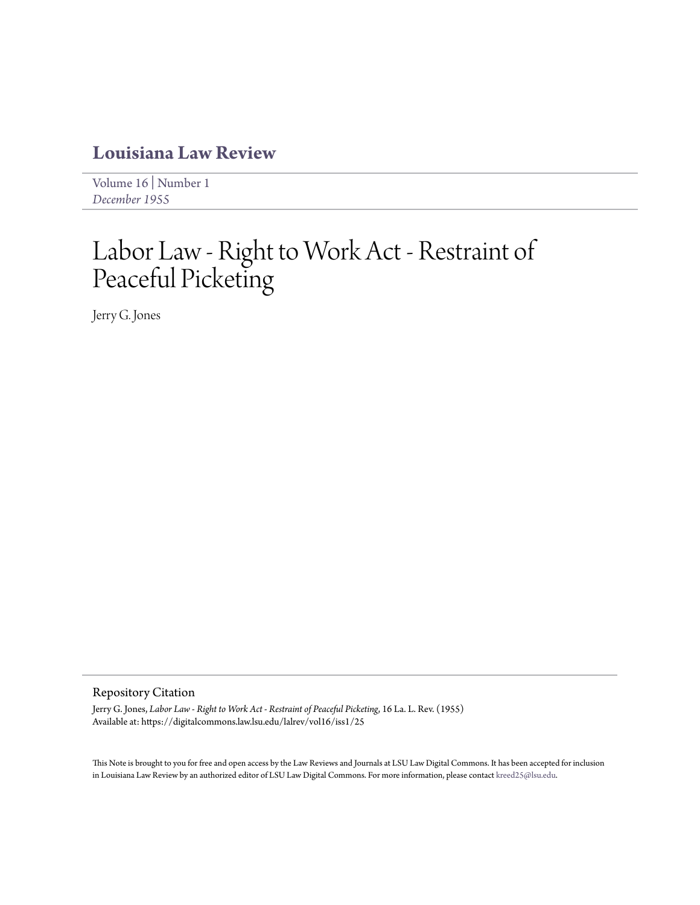# Louisiana Law Review

Volume 16 | Number 1
*December 1955*

# Labor Law - Right to Work Act - Restraint of Peaceful Picketing

Jerry G. Jones

## Repository Citation

Jerry G. Jones, *Labor Law - Right to Work Act - Restraint of Peaceful Picketing*, 16 La. L. Rev. (1955)
Available at: https://digitalcommons.law.lsu.edu/lalrev/vol16/iss1/25

This Note is brought to you for free and open access by the Law Reviews and Journals at LSU Law Digital Commons. It has been accepted for inclusion in Louisiana Law Review by an authorized editor of LSU Law Digital Commons. For more information, please contact kreed25@lsu.edu.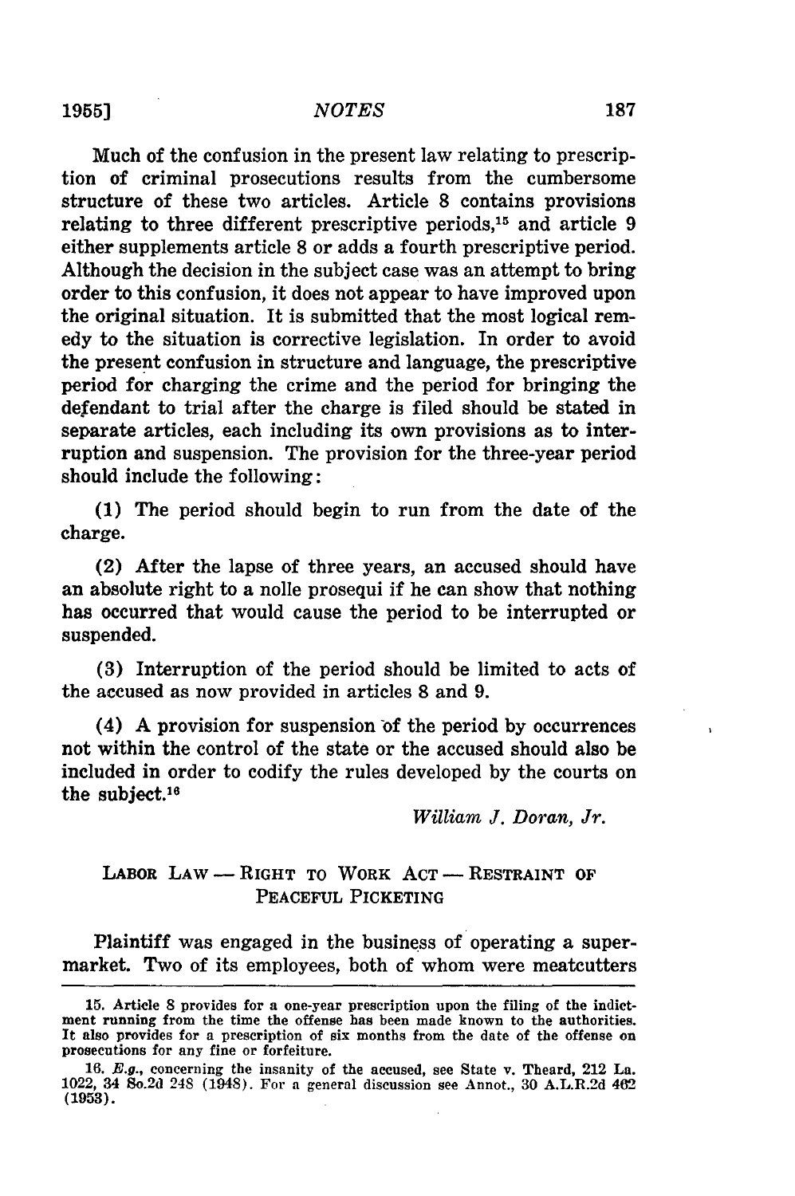Much of the confusion in the present law relating to prescription of criminal prosecutions results from the cumbersome structure of these two articles. Article 8 contains provisions relating to three different prescriptive periods,[15] and article 9 either supplements article 8 or adds a fourth prescriptive period. Although the decision in the subject case was an attempt to bring order to this confusion, it does not appear to have improved upon the original situation. It is submitted that the most logical remedy to the situation is corrective legislation. In order to avoid the present confusion in structure and language, the prescriptive period for charging the crime and the period for bringing the defendant to trial after the charge is filed should be stated in separate articles, each including its own provisions as to interruption and suspension. The provision for the three-year period should include the following:

(1) The period should begin to run from the date of the charge.

(2) After the lapse of three years, an accused should have an absolute right to a nolle prosequi if he can show that nothing has occurred that would cause the period to be interrupted or suspended.

(3) Interruption of the period should be limited to acts of the accused as now provided in articles 8 and 9.

(4) A provision for suspension of the period by occurrences not within the control of the state or the accused should also be included in order to codify the rules developed by the courts on the subject.[16]

*William J. Doran, Jr.*

## LABOR LAW — RIGHT TO WORK ACT — RESTRAINT OF PEACEFUL PICKETING

Plaintiff was engaged in the business of operating a supermarket. Two of its employees, both of whom were meatcutters

---

15. Article 8 provides for a one-year prescription upon the filing of the indictment running from the time the offense has been made known to the authorities. It also provides for a prescription of six months from the date of the offense on prosecutions for any fine or forfeiture.

16. *E.g.*, concerning the insanity of the accused, see State v. Theard, 212 La. 1022, 34 So.2d 248 (1948). For a general discussion see Annot., 30 A.L.R.2d 462 (1953).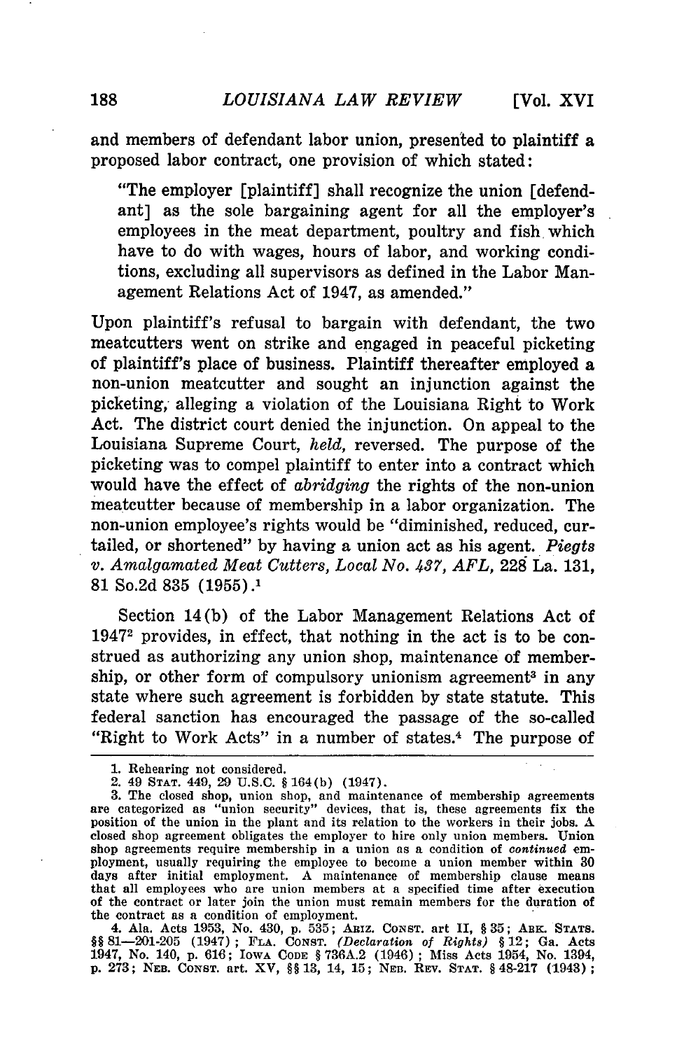and members of defendant labor union, presented to plaintiff a proposed labor contract, one provision of which stated:

> "The employer [plaintiff] shall recognize the union [defendant] as the sole bargaining agent for all the employer's employees in the meat department, poultry and fish which have to do with wages, hours of labor, and working conditions, excluding all supervisors as defined in the Labor Management Relations Act of 1947, as amended."

Upon plaintiff's refusal to bargain with defendant, the two meatcutters went on strike and engaged in peaceful picketing of plaintiff's place of business. Plaintiff thereafter employed a non-union meatcutter and sought an injunction against the picketing, alleging a violation of the Louisiana Right to Work Act. The district court denied the injunction. On appeal to the Louisiana Supreme Court, *held,* reversed. The purpose of the picketing was to compel plaintiff to enter into a contract which would have the effect of *abridging* the rights of the non-union meatcutter because of membership in a labor organization. The non-union employee's rights would be "diminished, reduced, curtailed, or shortened" by having a union act as his agent. *Piegts v. Amalgamated Meat Cutters, Local No. 437, AFL,* 228 La. 131, 81 So.2d 835 (1955).[1]

Section 14(b) of the Labor Management Relations Act of 1947[2] provides, in effect, that nothing in the act is to be construed as authorizing any union shop, maintenance of membership, or other form of compulsory unionism agreement[3] in any state where such agreement is forbidden by state statute. This federal sanction has encouraged the passage of the so-called "Right to Work Acts" in a number of states.[4] The purpose of

---

1. Rehearing not considered.

2. 49 STAT. 449, 29 U.S.C. § 164(b) (1947).

3. The closed shop, union shop, and maintenance of membership agreements are categorized as "union security" devices, that is, these agreements fix the position of the union in the plant and its relation to the workers in their jobs. A closed shop agreement obligates the employer to hire only union members. Union shop agreements require membership in a union as a condition of *continued* employment, usually requiring the employee to become a union member within 30 days after initial employment. A maintenance of membership clause means that all employees who are union members at a specified time after execution of the contract or later join the union must remain members for the duration of the contract as a condition of employment.

4. Ala. Acts 1953, No. 430, p. 535; ARIZ. CONST. art II, § 35; ARK. STATS. §§ 81—201-205 (1947); FLA. CONST. *(Declaration of Rights)* § 12; Ga. Acts 1947, No. 140, p. 616; IOWA CODE § 736A.2 (1946); Miss Acts 1954, No. 1394, p. 273; NEB. CONST. art. XV, §§ 13, 14, 15; NEB. REV. STAT. § 48-217 (1943);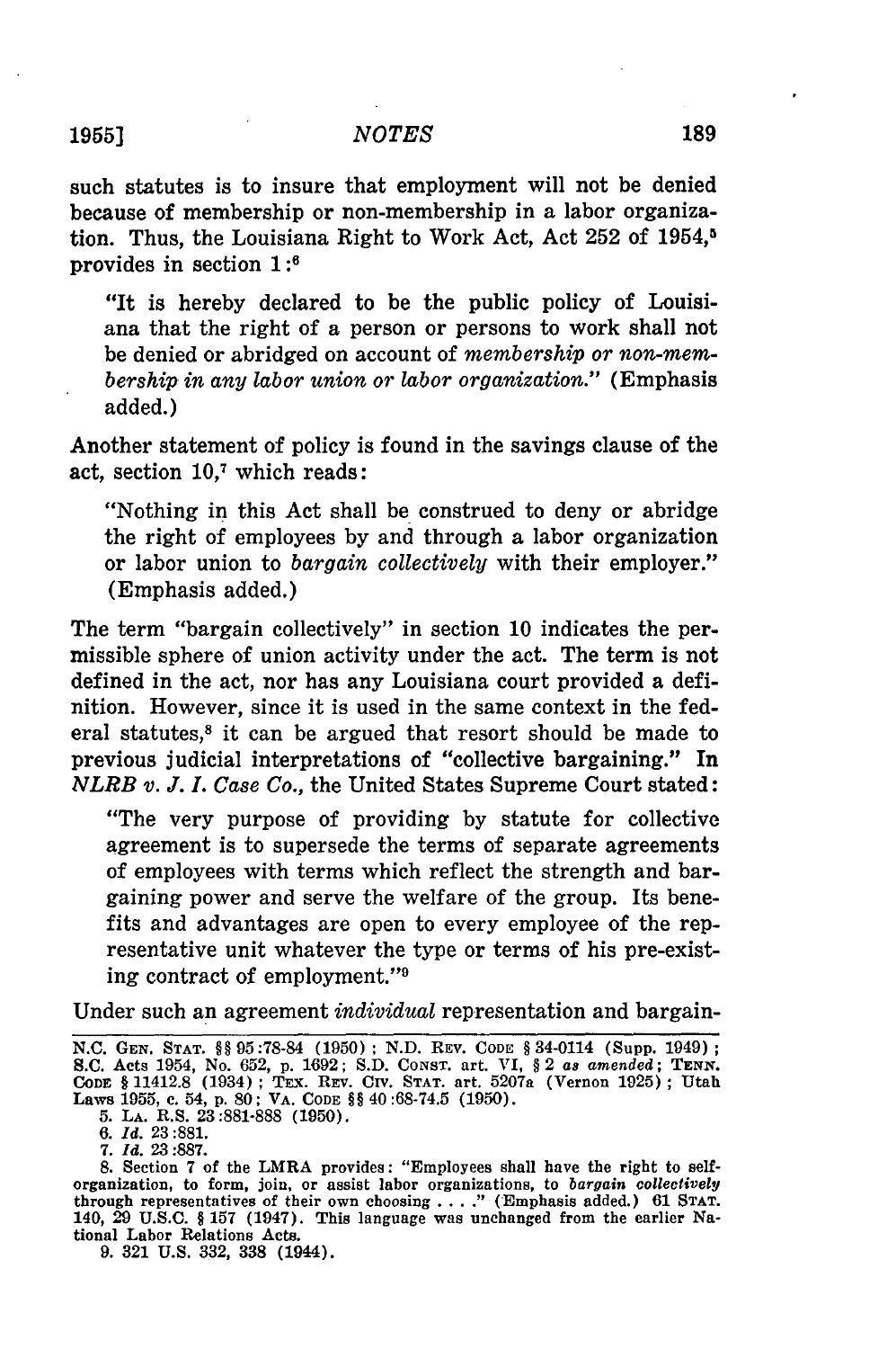such statutes is to insure that employment will not be denied because of membership or non-membership in a labor organization. Thus, the Louisiana Right to Work Act, Act 252 of 1954,[5] provides in section 1:[6]

> "It is hereby declared to be the public policy of Louisiana that the right of a person or persons to work shall not be denied or abridged on account of *membership or non-membership in any labor union or labor organization.*" (Emphasis added.)

Another statement of policy is found in the savings clause of the act, section 10,[7] which reads:

> "Nothing in this Act shall be construed to deny or abridge the right of employees by and through a labor organization or labor union to *bargain collectively* with their employer." (Emphasis added.)

The term "bargain collectively" in section 10 indicates the permissible sphere of union activity under the act. The term is not defined in the act, nor has any Louisiana court provided a definition. However, since it is used in the same context in the federal statutes,[8] it can be argued that resort should be made to previous judicial interpretations of "collective bargaining." In *NLRB v. J. I. Case Co.*, the United States Supreme Court stated:

> "The very purpose of providing by statute for collective agreement is to supersede the terms of separate agreements of employees with terms which reflect the strength and bargaining power and serve the welfare of the group. Its benefits and advantages are open to every employee of the representative unit whatever the type or terms of his pre-existing contract of employment."[9]

Under such an agreement *individual* representation and bargain-

---

N.C. GEN. STAT. §§ 95:78-84 (1950); N.D. REV. CODE § 34-0114 (Supp. 1949); S.C. Acts 1954, No. 652, p. 1692; S.D. CONST. art. VI, § 2 *as amended*; TENN. CODE § 11412.8 (1934); TEX. REV. CIV. STAT. art. 5207a (Vernon 1925); Utah Laws 1955, c. 54, p. 80; VA. CODE §§ 40:68-74.5 (1950).

5. LA. R.S. 23:881-888 (1950).

6. *Id.* 23:881.

7. *Id.* 23:887.

8. Section 7 of the LMRA provides: "Employees shall have the right to self-organization, to form, join, or assist labor organizations, to *bargain collectively* through representatives of their own choosing . . . ." (Emphasis added.) 61 STAT. 140, 29 U.S.C. § 157 (1947). This language was unchanged from the earlier National Labor Relations Acts.

9. 321 U.S. 332, 338 (1944).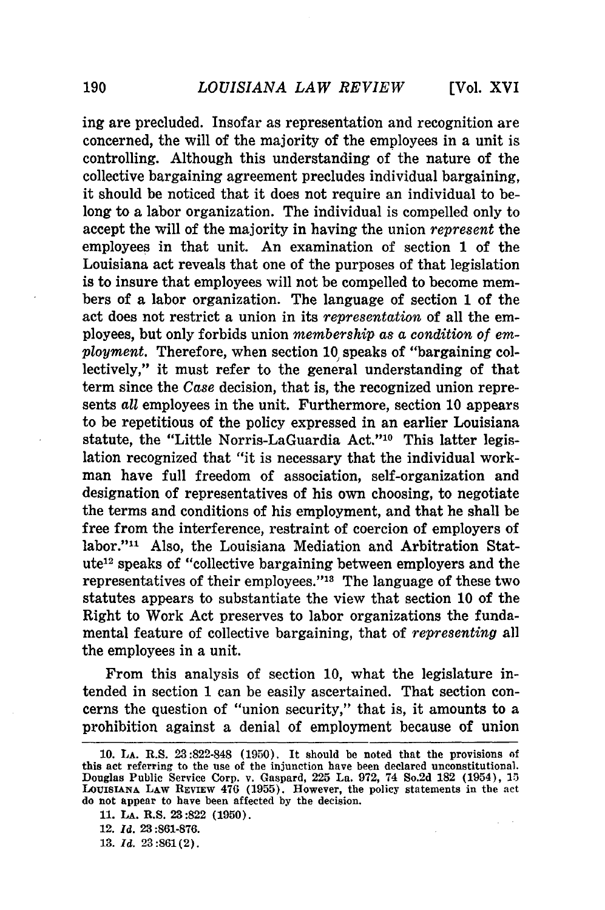ing are precluded. Insofar as representation and recognition are concerned, the will of the majority of the employees in a unit is controlling. Although this understanding of the nature of the collective bargaining agreement precludes individual bargaining, it should be noticed that it does not require an individual to belong to a labor organization. The individual is compelled only to accept the will of the majority in having the union *represent* the employees in that unit. An examination of section 1 of the Louisiana act reveals that one of the purposes of that legislation is to insure that employees will not be compelled to become members of a labor organization. The language of section 1 of the act does not restrict a union in its *representation* of all the employees, but only forbids union *membership as a condition of employment.* Therefore, when section 10 speaks of "bargaining collectively," it must refer to the general understanding of that term since the *Case* decision, that is, the recognized union represents *all* employees in the unit. Furthermore, section 10 appears to be repetitious of the policy expressed in an earlier Louisiana statute, the "Little Norris-LaGuardia Act."[10] This latter legislation recognized that "it is necessary that the individual workman have full freedom of association, self-organization and designation of representatives of his own choosing, to negotiate the terms and conditions of his employment, and that he shall be free from the interference, restraint of coercion of employers of labor."[11] Also, the Louisiana Mediation and Arbitration Statute[12] speaks of "collective bargaining between employers and the representatives of their employees."[13] The language of these two statutes appears to substantiate the view that section 10 of the Right to Work Act preserves to labor organizations the fundamental feature of collective bargaining, that of *representing* all the employees in a unit.

From this analysis of section 10, what the legislature intended in section 1 can be easily ascertained. That section concerns the question of "union security," that is, it amounts to a prohibition against a denial of employment because of union

---

10. LA. R.S. 23:822-848 (1950). It should be noted that the provisions of this act referring to the use of the injunction have been declared unconstitutional. Douglas Public Service Corp. v. Gaspard, 225 La. 972, 74 So.2d 182 (1954), 15 LOUISIANA LAW REVIEW 476 (1955). However, the policy statements in the act do not appear to have been affected by the decision.

11. LA. R.S. 23:822 (1950).

12. *Id.* 23:861-876.

13. *Id.* 23:861(2).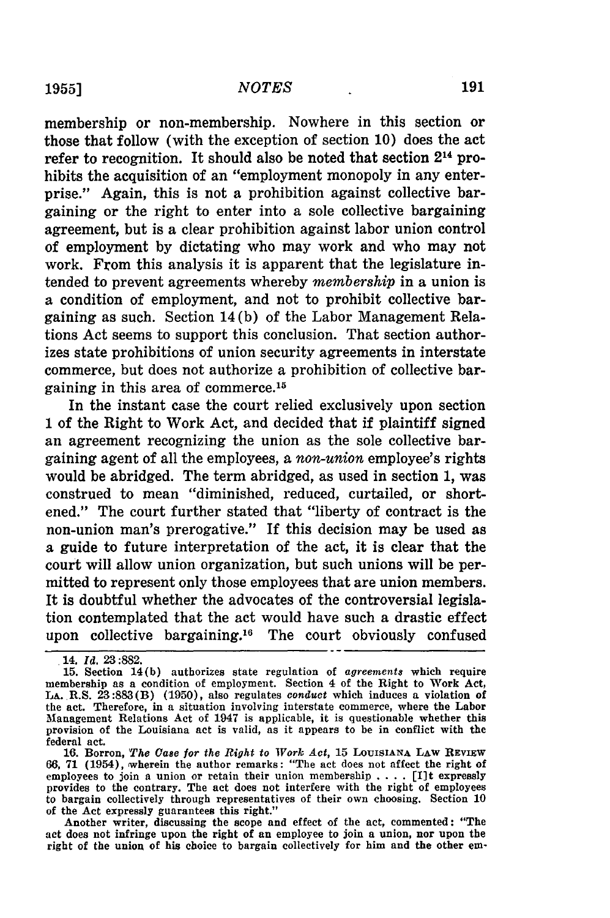membership or non-membership. Nowhere in this section or those that follow (with the exception of section 10) does the act refer to recognition. It should also be noted that section 2[14] prohibits the acquisition of an "employment monopoly in any enterprise." Again, this is not a prohibition against collective bargaining or the right to enter into a sole collective bargaining agreement, but is a clear prohibition against labor union control of employment by dictating who may work and who may not work. From this analysis it is apparent that the legislature intended to prevent agreements whereby *membership* in a union is a condition of employment, and not to prohibit collective bargaining as such. Section 14(b) of the Labor Management Relations Act seems to support this conclusion. That section authorizes state prohibitions of union security agreements in interstate commerce, but does not authorize a prohibition of collective bargaining in this area of commerce.[15]

In the instant case the court relied exclusively upon section 1 of the Right to Work Act, and decided that if plaintiff signed an agreement recognizing the union as the sole collective bargaining agent of all the employees, a *non-union* employee's rights would be abridged. The term abridged, as used in section 1, was construed to mean "diminished, reduced, curtailed, or shortened." The court further stated that "liberty of contract is the non-union man's prerogative." If this decision may be used as a guide to future interpretation of the act, it is clear that the court will allow union organization, but such unions will be permitted to represent only those employees that are union members. It is doubtful whether the advocates of the controversial legislation contemplated that the act would have such a drastic effect upon collective bargaining.[16] The court obviously confused

---

14. *Id.* 23:882.

15. Section 14(b) authorizes state regulation of *agreements* which require membership as a condition of employment. Section 4 of the Right to Work Act, LA. R.S. 23:883(B) (1950), also regulates *conduct* which induces a violation of the act. Therefore, in a situation involving interstate commerce, where the Labor Management Relations Act of 1947 is applicable, it is questionable whether this provision of the Louisiana act is valid, as it appears to be in conflict with the federal act.

16. Borron, *The Case for the Right to Work Act*, 15 LOUISIANA LAW REVIEW 66, 71 (1954), wherein the author remarks: "The act does not affect the right of employees to join a union or retain their union membership . . . . [I]t expressly provides to the contrary. The act does not interfere with the right of employees to bargain collectively through representatives of their own choosing. Section 10 of the Act expressly guarantees this right."

Another writer, discussing the scope and effect of the act, commented: "The act does not infringe upon the right of an employee to join a union, nor upon the right of the union of his choice to bargain collectively for him and the other em-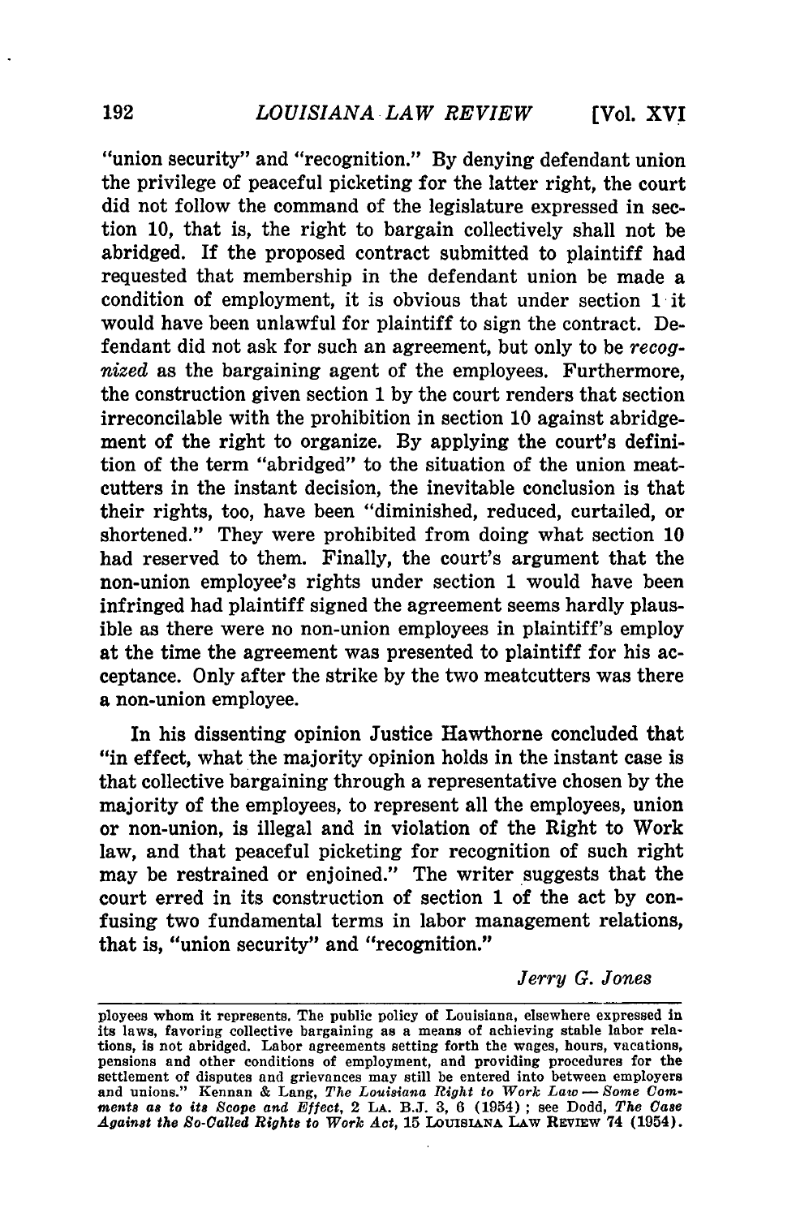"union security" and "recognition." By denying defendant union the privilege of peaceful picketing for the latter right, the court did not follow the command of the legislature expressed in section 10, that is, the right to bargain collectively shall not be abridged. If the proposed contract submitted to plaintiff had requested that membership in the defendant union be made a condition of employment, it is obvious that under section 1 it would have been unlawful for plaintiff to sign the contract. Defendant did not ask for such an agreement, but only to be *recognized* as the bargaining agent of the employees. Furthermore, the construction given section 1 by the court renders that section irreconcilable with the prohibition in section 10 against abridgement of the right to organize. By applying the court's definition of the term "abridged" to the situation of the union meatcutters in the instant decision, the inevitable conclusion is that their rights, too, have been "diminished, reduced, curtailed, or shortened." They were prohibited from doing what section 10 had reserved to them. Finally, the court's argument that the non-union employee's rights under section 1 would have been infringed had plaintiff signed the agreement seems hardly plausible as there were no non-union employees in plaintiff's employ at the time the agreement was presented to plaintiff for his acceptance. Only after the strike by the two meatcutters was there a non-union employee.

In his dissenting opinion Justice Hawthorne concluded that "in effect, what the majority opinion holds in the instant case is that collective bargaining through a representative chosen by the majority of the employees, to represent all the employees, union or non-union, is illegal and in violation of the Right to Work law, and that peaceful picketing for recognition of such right may be restrained or enjoined." The writer suggests that the court erred in its construction of section 1 of the act by confusing two fundamental terms in labor management relations, that is, "union security" and "recognition."

*Jerry G. Jones*

---

ployees whom it represents. The public policy of Louisiana, elsewhere expressed in its laws, favoring collective bargaining as a means of achieving stable labor relations, is not abridged. Labor agreements setting forth the wages, hours, vacations, pensions and other conditions of employment, and providing procedures for the settlement of disputes and grievances may still be entered into between employers and unions." Kennan & Lang, *The Louisiana Right to Work Law — Some Comments as to its Scope and Effect*, 2 LA. B.J. 3, 6 (1954); see Dodd, *The Case Against the So-Called Rights to Work Act*, 15 LOUISIANA LAW REVIEW 74 (1954).